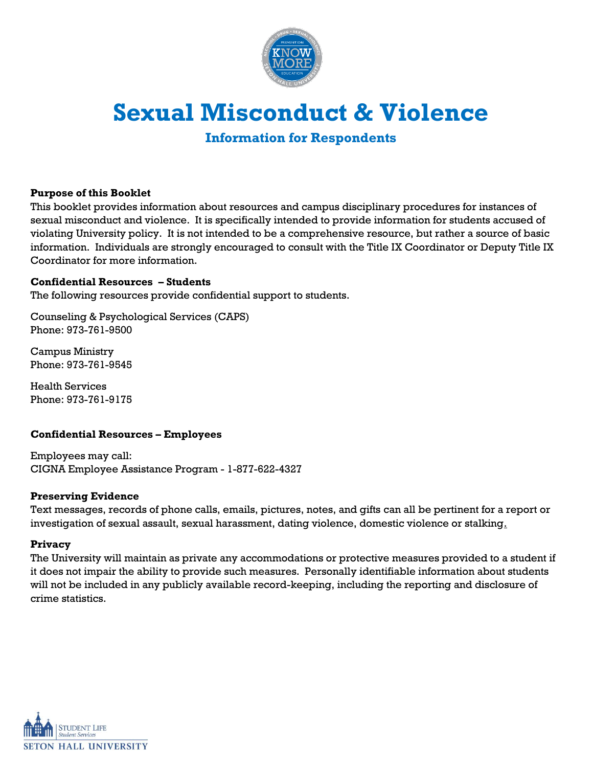# Sexual Misconduct & Violence

## Information for Respondents

**Purpose of this Booklet**

This booklet provides information about resources and campus disciplinary procedures for instances of sexual misconduct and violence. It is specifically intended to provide information for students accused of violating University policy. It is not intended to be a comprehensive resource, but rather a source of basic information. Individuals are strongly encouraged to consult with the Title IX Coordinator or Deputy Title IX Coordinator for more information.

**Confidential Resources – Students**

The following resources provide confidential support to students.

Counseling & Psychological Services (CAPS)
Phone: 973-761-9500

Campus Ministry
Phone: 973-761-9545

Health Services
Phone: 973-761-9175

**Confidential Resources – Employees**

Employees may call:
CIGNA Employee Assistance Program - 1-877-622-4327

**Preserving Evidence**

Text messages, records of phone calls, emails, pictures, notes, and gifts can all be pertinent for a report or investigation of sexual assault, sexual harassment, dating violence, domestic violence or stalking.

**Privacy**

The University will maintain as private any accommodations or protective measures provided to a student if it does not impair the ability to provide such measures. Personally identifiable information about students will not be included in any publicly available record-keeping, including the reporting and disclosure of crime statistics.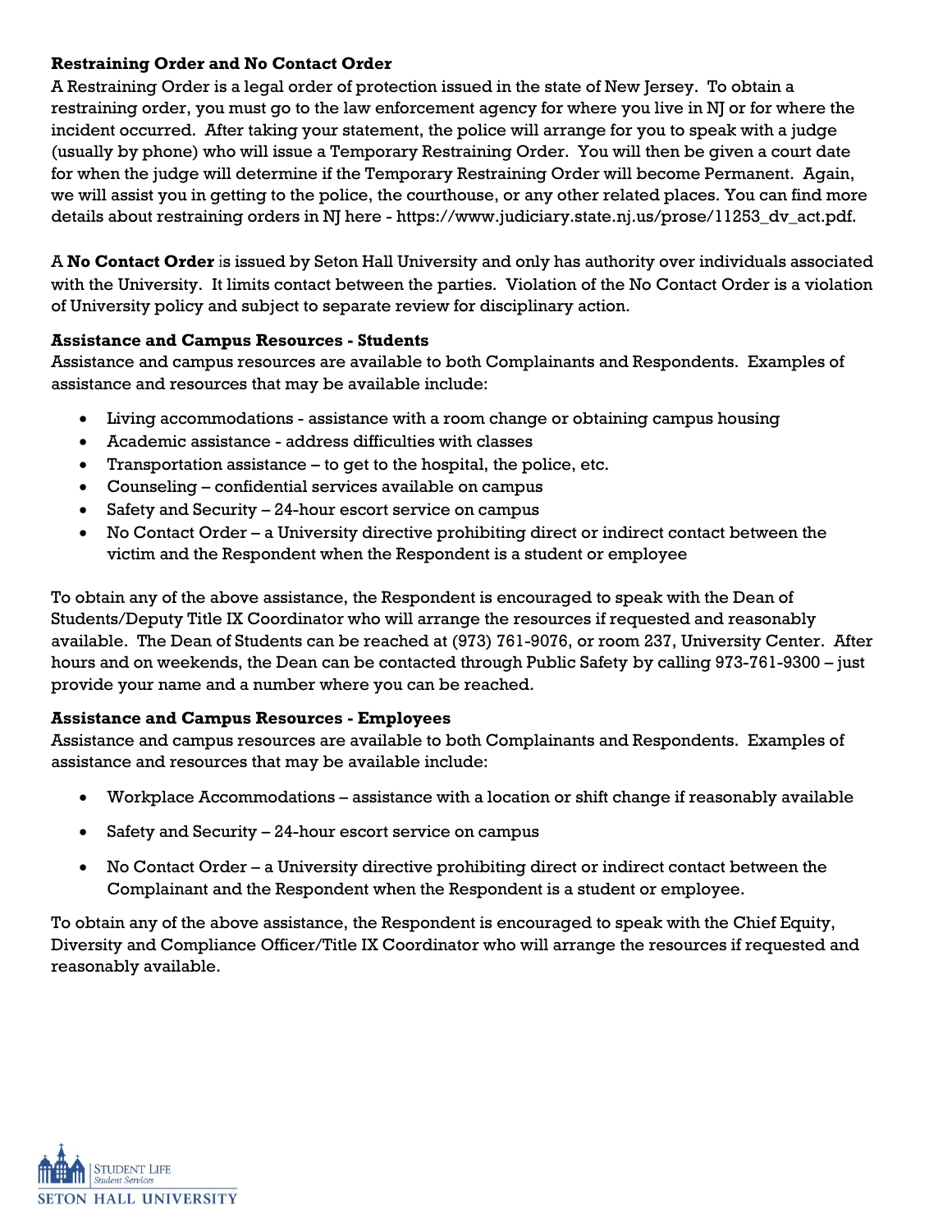**Restraining Order and No Contact Order**

A Restraining Order is a legal order of protection issued in the state of New Jersey. To obtain a restraining order, you must go to the law enforcement agency for where you live in NJ or for where the incident occurred. After taking your statement, the police will arrange for you to speak with a judge (usually by phone) who will issue a Temporary Restraining Order. You will then be given a court date for when the judge will determine if the Temporary Restraining Order will become Permanent. Again, we will assist you in getting to the police, the courthouse, or any other related places. You can find more details about restraining orders in NJ here - https://www.judiciary.state.nj.us/prose/11253_dv_act.pdf.

A **No Contact Order** is issued by Seton Hall University and only has authority over individuals associated with the University. It limits contact between the parties. Violation of the No Contact Order is a violation of University policy and subject to separate review for disciplinary action.

**Assistance and Campus Resources - Students**

Assistance and campus resources are available to both Complainants and Respondents. Examples of assistance and resources that may be available include:

- Living accommodations - assistance with a room change or obtaining campus housing
- Academic assistance - address difficulties with classes
- Transportation assistance – to get to the hospital, the police, etc.
- Counseling – confidential services available on campus
- Safety and Security – 24-hour escort service on campus
- No Contact Order – a University directive prohibiting direct or indirect contact between the victim and the Respondent when the Respondent is a student or employee

To obtain any of the above assistance, the Respondent is encouraged to speak with the Dean of Students/Deputy Title IX Coordinator who will arrange the resources if requested and reasonably available. The Dean of Students can be reached at (973) 761-9076, or room 237, University Center. After hours and on weekends, the Dean can be contacted through Public Safety by calling 973-761-9300 – just provide your name and a number where you can be reached.

**Assistance and Campus Resources - Employees**

Assistance and campus resources are available to both Complainants and Respondents. Examples of assistance and resources that may be available include:

- Workplace Accommodations – assistance with a location or shift change if reasonably available
- Safety and Security – 24-hour escort service on campus
- No Contact Order – a University directive prohibiting direct or indirect contact between the Complainant and the Respondent when the Respondent is a student or employee.

To obtain any of the above assistance, the Respondent is encouraged to speak with the Chief Equity, Diversity and Compliance Officer/Title IX Coordinator who will arrange the resources if requested and reasonably available.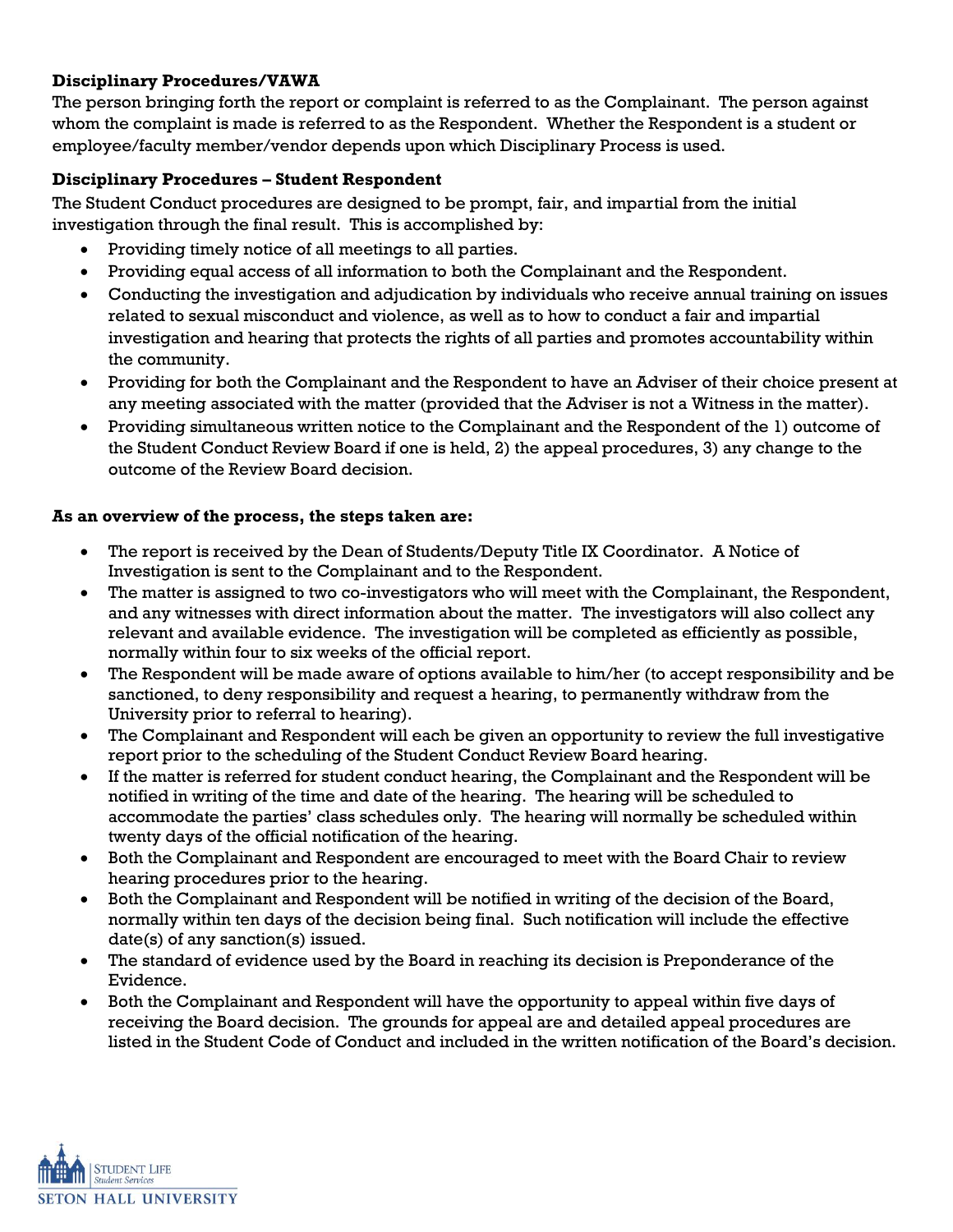**Disciplinary Procedures/VAWA**

The person bringing forth the report or complaint is referred to as the Complainant. The person against whom the complaint is made is referred to as the Respondent. Whether the Respondent is a student or employee/faculty member/vendor depends upon which Disciplinary Process is used.

**Disciplinary Procedures – Student Respondent**

The Student Conduct procedures are designed to be prompt, fair, and impartial from the initial investigation through the final result. This is accomplished by:

- Providing timely notice of all meetings to all parties.
- Providing equal access of all information to both the Complainant and the Respondent.
- Conducting the investigation and adjudication by individuals who receive annual training on issues related to sexual misconduct and violence, as well as to how to conduct a fair and impartial investigation and hearing that protects the rights of all parties and promotes accountability within the community.
- Providing for both the Complainant and the Respondent to have an Adviser of their choice present at any meeting associated with the matter (provided that the Adviser is not a Witness in the matter).
- Providing simultaneous written notice to the Complainant and the Respondent of the 1) outcome of the Student Conduct Review Board if one is held, 2) the appeal procedures, 3) any change to the outcome of the Review Board decision.

**As an overview of the process, the steps taken are:**

- The report is received by the Dean of Students/Deputy Title IX Coordinator. A Notice of Investigation is sent to the Complainant and to the Respondent.
- The matter is assigned to two co-investigators who will meet with the Complainant, the Respondent, and any witnesses with direct information about the matter. The investigators will also collect any relevant and available evidence. The investigation will be completed as efficiently as possible, normally within four to six weeks of the official report.
- The Respondent will be made aware of options available to him/her (to accept responsibility and be sanctioned, to deny responsibility and request a hearing, to permanently withdraw from the University prior to referral to hearing).
- The Complainant and Respondent will each be given an opportunity to review the full investigative report prior to the scheduling of the Student Conduct Review Board hearing.
- If the matter is referred for student conduct hearing, the Complainant and the Respondent will be notified in writing of the time and date of the hearing. The hearing will be scheduled to accommodate the parties' class schedules only. The hearing will normally be scheduled within twenty days of the official notification of the hearing.
- Both the Complainant and Respondent are encouraged to meet with the Board Chair to review hearing procedures prior to the hearing.
- Both the Complainant and Respondent will be notified in writing of the decision of the Board, normally within ten days of the decision being final. Such notification will include the effective date(s) of any sanction(s) issued.
- The standard of evidence used by the Board in reaching its decision is Preponderance of the Evidence.
- Both the Complainant and Respondent will have the opportunity to appeal within five days of receiving the Board decision. The grounds for appeal are and detailed appeal procedures are listed in the Student Code of Conduct and included in the written notification of the Board's decision.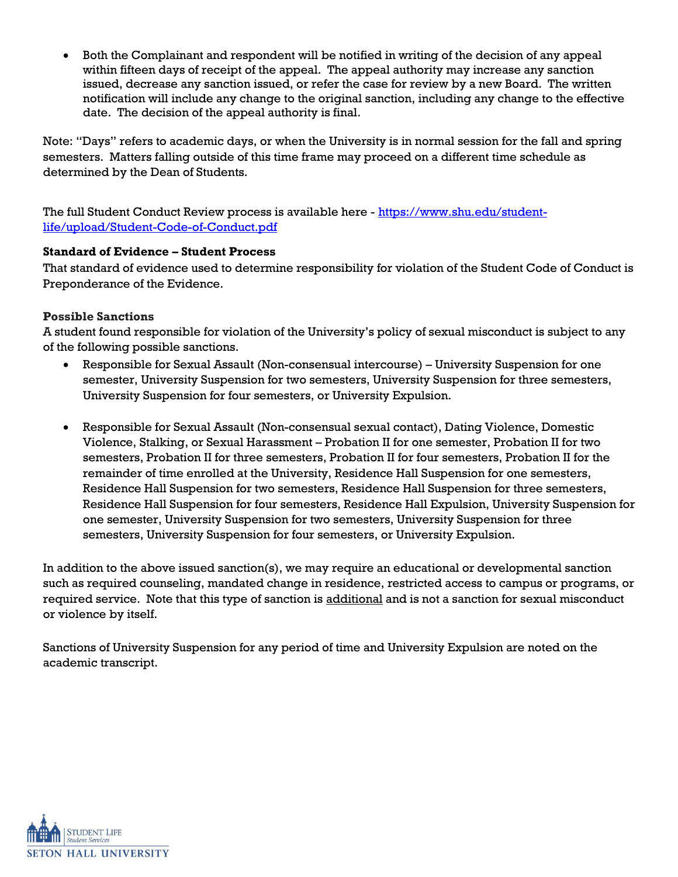- Both the Complainant and respondent will be notified in writing of the decision of any appeal within fifteen days of receipt of the appeal. The appeal authority may increase any sanction issued, decrease any sanction issued, or refer the case for review by a new Board. The written notification will include any change to the original sanction, including any change to the effective date. The decision of the appeal authority is final.

Note: "Days" refers to academic days, or when the University is in normal session for the fall and spring semesters. Matters falling outside of this time frame may proceed on a different time schedule as determined by the Dean of Students.

The full Student Conduct Review process is available here - [https://www.shu.edu/student-life/upload/Student-Code-of-Conduct.pdf](https://www.shu.edu/student-life/upload/Student-Code-of-Conduct.pdf)

**Standard of Evidence – Student Process**

That standard of evidence used to determine responsibility for violation of the Student Code of Conduct is Preponderance of the Evidence.

**Possible Sanctions**

A student found responsible for violation of the University's policy of sexual misconduct is subject to any of the following possible sanctions.

- Responsible for Sexual Assault (Non-consensual intercourse) – University Suspension for one semester, University Suspension for two semesters, University Suspension for three semesters, University Suspension for four semesters, or University Expulsion.

- Responsible for Sexual Assault (Non-consensual sexual contact), Dating Violence, Domestic Violence, Stalking, or Sexual Harassment – Probation II for one semester, Probation II for two semesters, Probation II for three semesters, Probation II for four semesters, Probation II for the remainder of time enrolled at the University, Residence Hall Suspension for one semesters, Residence Hall Suspension for two semesters, Residence Hall Suspension for three semesters, Residence Hall Suspension for four semesters, Residence Hall Expulsion, University Suspension for one semester, University Suspension for two semesters, University Suspension for three semesters, University Suspension for four semesters, or University Expulsion.

In addition to the above issued sanction(s), we may require an educational or developmental sanction such as required counseling, mandated change in residence, restricted access to campus or programs, or required service. Note that this type of sanction is <u>additional</u> and is not a sanction for sexual misconduct or violence by itself.

Sanctions of University Suspension for any period of time and University Expulsion are noted on the academic transcript.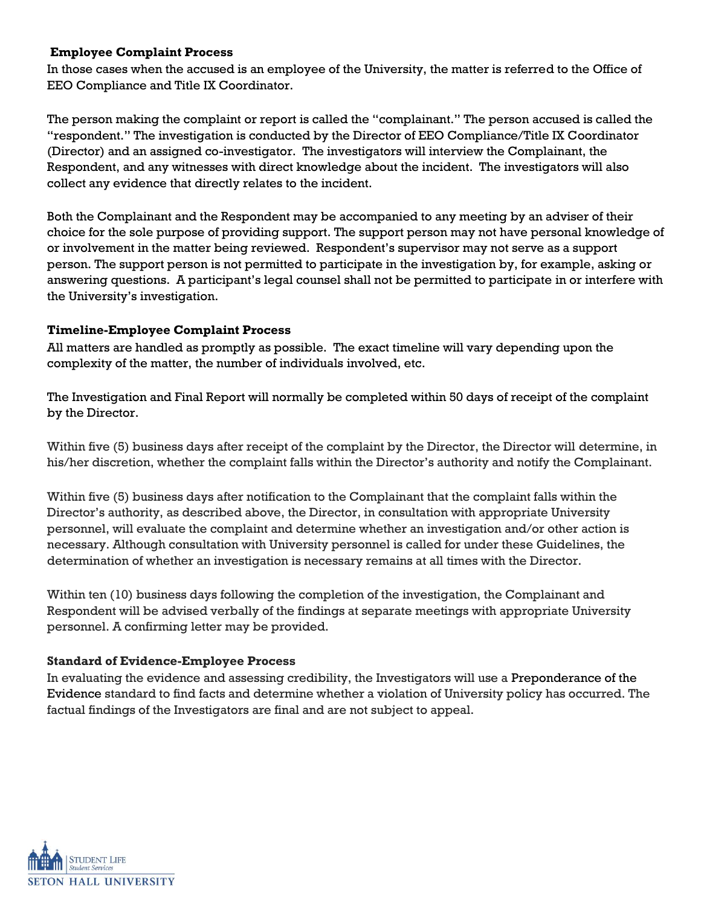**Employee Complaint Process**

In those cases when the accused is an employee of the University, the matter is referred to the Office of EEO Compliance and Title IX Coordinator.

The person making the complaint or report is called the "complainant." The person accused is called the "respondent." The investigation is conducted by the Director of EEO Compliance/Title IX Coordinator (Director) and an assigned co-investigator. The investigators will interview the Complainant, the Respondent, and any witnesses with direct knowledge about the incident. The investigators will also collect any evidence that directly relates to the incident.

Both the Complainant and the Respondent may be accompanied to any meeting by an adviser of their choice for the sole purpose of providing support. The support person may not have personal knowledge of or involvement in the matter being reviewed. Respondent's supervisor may not serve as a support person. The support person is not permitted to participate in the investigation by, for example, asking or answering questions. A participant's legal counsel shall not be permitted to participate in or interfere with the University's investigation.

**Timeline-Employee Complaint Process**

All matters are handled as promptly as possible. The exact timeline will vary depending upon the complexity of the matter, the number of individuals involved, etc.

The Investigation and Final Report will normally be completed within 50 days of receipt of the complaint by the Director.

Within five (5) business days after receipt of the complaint by the Director, the Director will determine, in his/her discretion, whether the complaint falls within the Director's authority and notify the Complainant.

Within five (5) business days after notification to the Complainant that the complaint falls within the Director's authority, as described above, the Director, in consultation with appropriate University personnel, will evaluate the complaint and determine whether an investigation and/or other action is necessary. Although consultation with University personnel is called for under these Guidelines, the determination of whether an investigation is necessary remains at all times with the Director.

Within ten (10) business days following the completion of the investigation, the Complainant and Respondent will be advised verbally of the findings at separate meetings with appropriate University personnel. A confirming letter may be provided.

**Standard of Evidence-Employee Process**

In evaluating the evidence and assessing credibility, the Investigators will use a Preponderance of the Evidence standard to find facts and determine whether a violation of University policy has occurred. The factual findings of the Investigators are final and are not subject to appeal.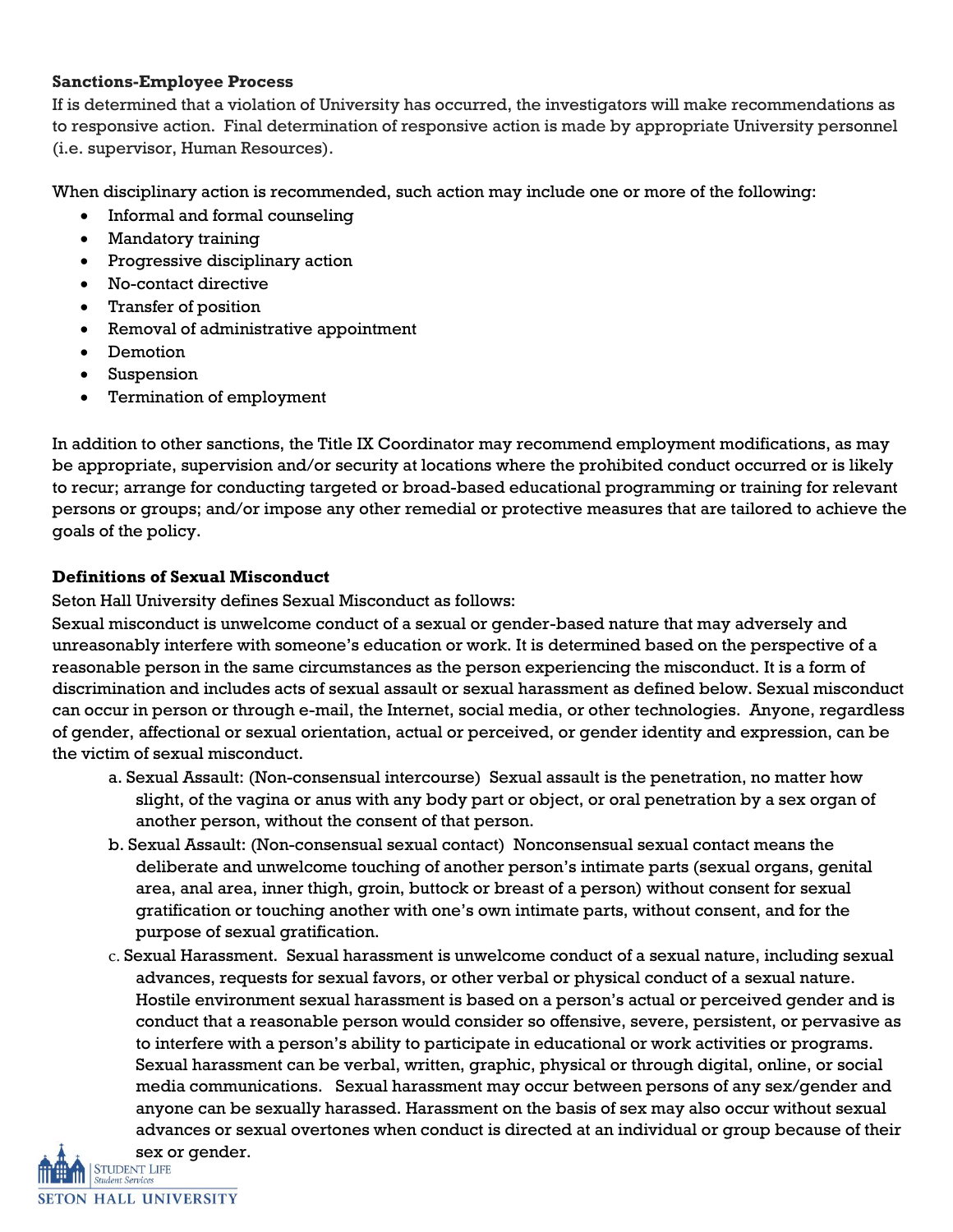**Sanctions-Employee Process**

If is determined that a violation of University has occurred, the investigators will make recommendations as to responsive action. Final determination of responsive action is made by appropriate University personnel (i.e. supervisor, Human Resources).

When disciplinary action is recommended, such action may include one or more of the following:

- Informal and formal counseling
- Mandatory training
- Progressive disciplinary action
- No-contact directive
- Transfer of position
- Removal of administrative appointment
- Demotion
- Suspension
- Termination of employment

In addition to other sanctions, the Title IX Coordinator may recommend employment modifications, as may be appropriate, supervision and/or security at locations where the prohibited conduct occurred or is likely to recur; arrange for conducting targeted or broad-based educational programming or training for relevant persons or groups; and/or impose any other remedial or protective measures that are tailored to achieve the goals of the policy.

**Definitions of Sexual Misconduct**

Seton Hall University defines Sexual Misconduct as follows:

Sexual misconduct is unwelcome conduct of a sexual or gender-based nature that may adversely and unreasonably interfere with someone's education or work. It is determined based on the perspective of a reasonable person in the same circumstances as the person experiencing the misconduct. It is a form of discrimination and includes acts of sexual assault or sexual harassment as defined below. Sexual misconduct can occur in person or through e-mail, the Internet, social media, or other technologies. Anyone, regardless of gender, affectional or sexual orientation, actual or perceived, or gender identity and expression, can be the victim of sexual misconduct.

a. Sexual Assault: (Non-consensual intercourse) Sexual assault is the penetration, no matter how slight, of the vagina or anus with any body part or object, or oral penetration by a sex organ of another person, without the consent of that person.

b. Sexual Assault: (Non-consensual sexual contact) Nonconsensual sexual contact means the deliberate and unwelcome touching of another person's intimate parts (sexual organs, genital area, anal area, inner thigh, groin, buttock or breast of a person) without consent for sexual gratification or touching another with one's own intimate parts, without consent, and for the purpose of sexual gratification.

c. Sexual Harassment. Sexual harassment is unwelcome conduct of a sexual nature, including sexual advances, requests for sexual favors, or other verbal or physical conduct of a sexual nature. Hostile environment sexual harassment is based on a person's actual or perceived gender and is conduct that a reasonable person would consider so offensive, severe, persistent, or pervasive as to interfere with a person's ability to participate in educational or work activities or programs. Sexual harassment can be verbal, written, graphic, physical or through digital, online, or social media communications. Sexual harassment may occur between persons of any sex/gender and anyone can be sexually harassed. Harassment on the basis of sex may also occur without sexual advances or sexual overtones when conduct is directed at an individual or group because of their sex or gender.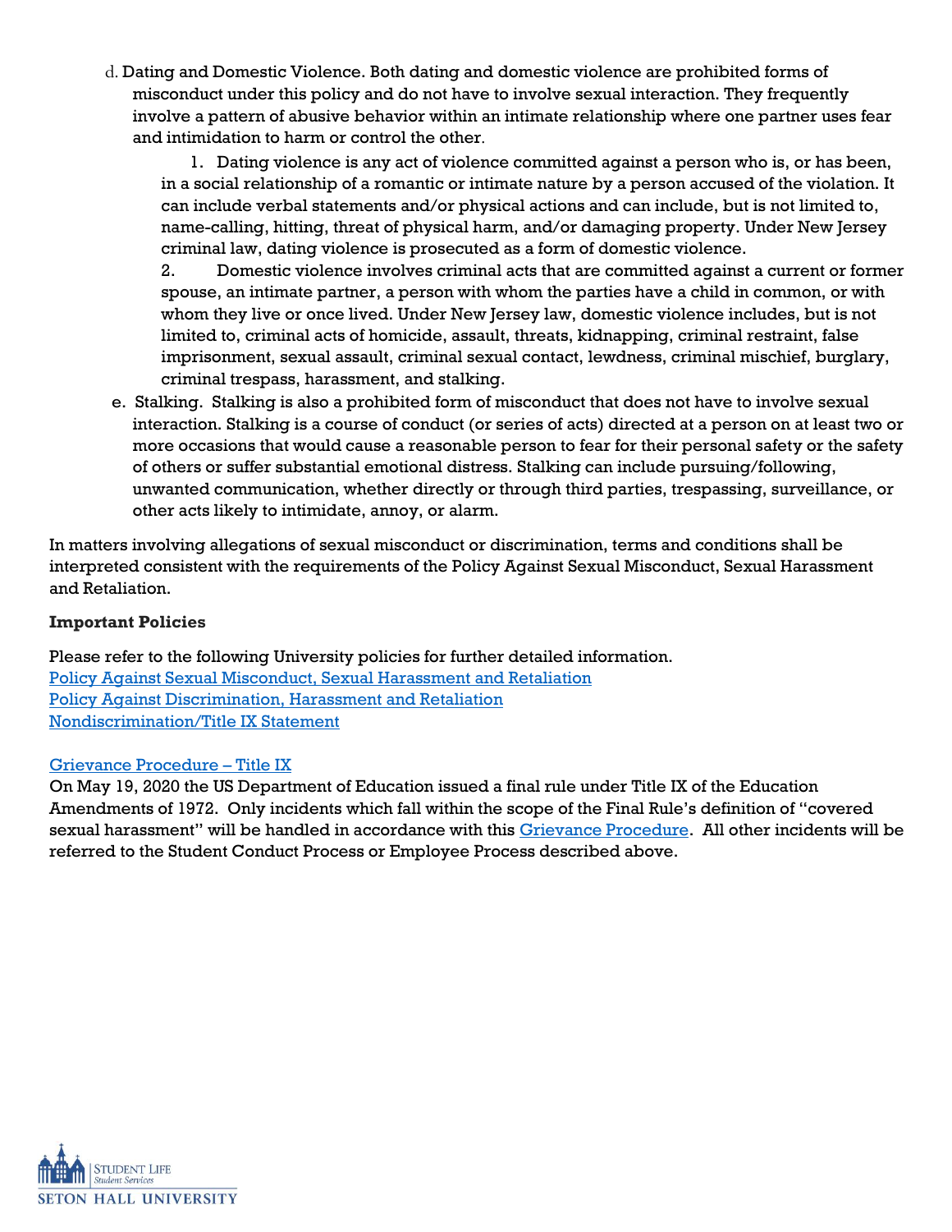d. Dating and Domestic Violence. Both dating and domestic violence are prohibited forms of misconduct under this policy and do not have to involve sexual interaction. They frequently involve a pattern of abusive behavior within an intimate relationship where one partner uses fear and intimidation to harm or control the other.

   1. Dating violence is any act of violence committed against a person who is, or has been, in a social relationship of a romantic or intimate nature by a person accused of the violation. It can include verbal statements and/or physical actions and can include, but is not limited to, name-calling, hitting, threat of physical harm, and/or damaging property. Under New Jersey criminal law, dating violence is prosecuted as a form of domestic violence.
   2. Domestic violence involves criminal acts that are committed against a current or former spouse, an intimate partner, a person with whom the parties have a child in common, or with whom they live or once lived. Under New Jersey law, domestic violence includes, but is not limited to, criminal acts of homicide, assault, threats, kidnapping, criminal restraint, false imprisonment, sexual assault, criminal sexual contact, lewdness, criminal mischief, burglary, criminal trespass, harassment, and stalking.

e. Stalking. Stalking is also a prohibited form of misconduct that does not have to involve sexual interaction. Stalking is a course of conduct (or series of acts) directed at a person on at least two or more occasions that would cause a reasonable person to fear for their personal safety or the safety of others or suffer substantial emotional distress. Stalking can include pursuing/following, unwanted communication, whether directly or through third parties, trespassing, surveillance, or other acts likely to intimidate, annoy, or alarm.

In matters involving allegations of sexual misconduct or discrimination, terms and conditions shall be interpreted consistent with the requirements of the Policy Against Sexual Misconduct, Sexual Harassment and Retaliation.

**Important Policies**

Please refer to the following University policies for further detailed information.
Policy Against Sexual Misconduct, Sexual Harassment and Retaliation
Policy Against Discrimination, Harassment and Retaliation
Nondiscrimination/Title IX Statement

Grievance Procedure – Title IX
On May 19, 2020 the US Department of Education issued a final rule under Title IX of the Education Amendments of 1972. Only incidents which fall within the scope of the Final Rule's definition of "covered sexual harassment" will be handled in accordance with this Grievance Procedure. All other incidents will be referred to the Student Conduct Process or Employee Process described above.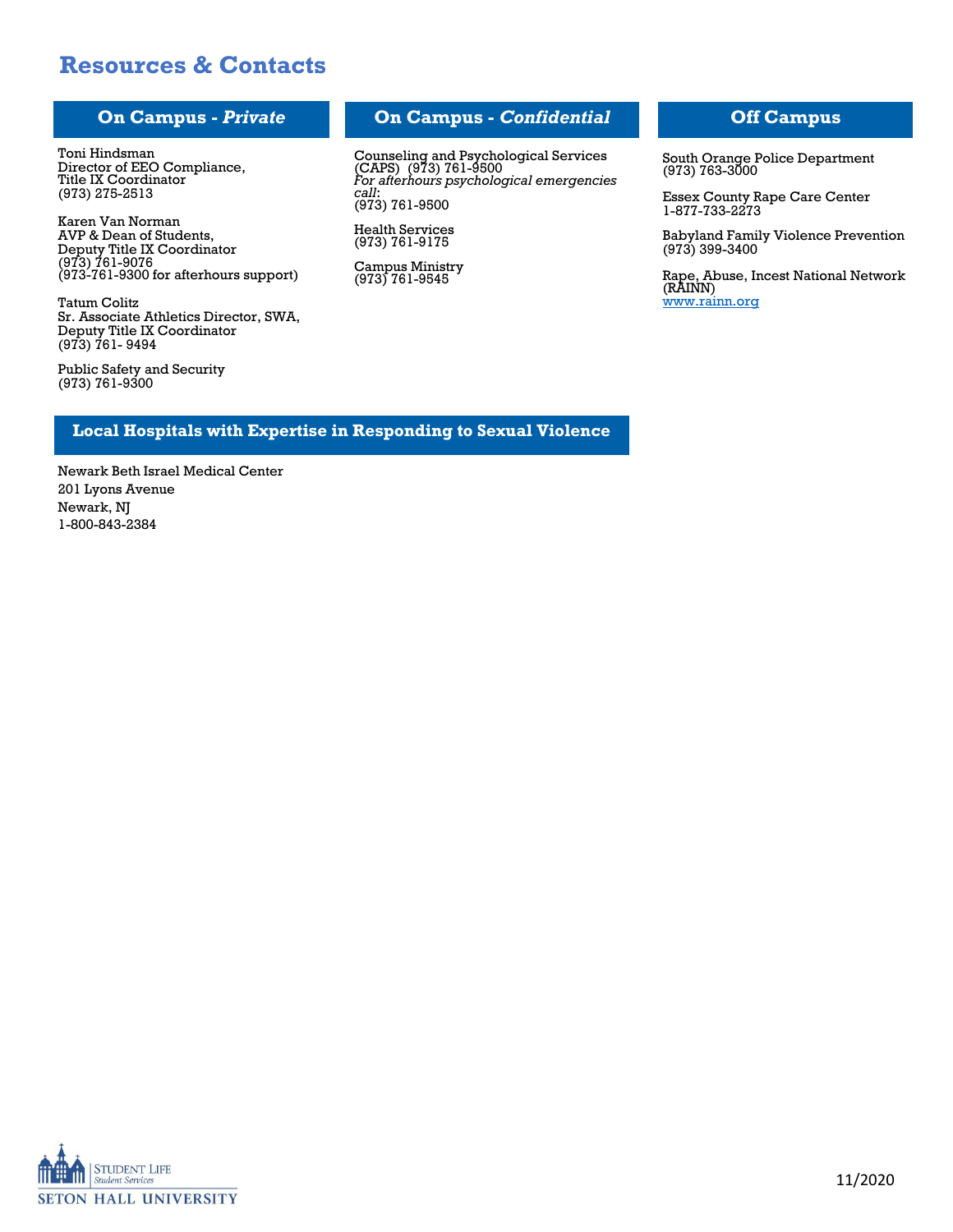# Resources & Contacts

## On Campus - *Private*

Toni Hindsman
Director of EEO Compliance,
Title IX Coordinator
(973) 275-2513

Karen Van Norman
AVP & Dean of Students,
Deputy Title IX Coordinator
(973) 761-9076
(973-761-9300 for afterhours support)

Tatum Colitz
Sr. Associate Athletics Director, SWA,
Deputy Title IX Coordinator
(973) 761- 9494

Public Safety and Security
(973) 761-9300

## On Campus - *Confidential*

Counseling and Psychological Services (CAPS) (973) 761-9500
*For afterhours psychological emergencies call*:
(973) 761-9500

Health Services
(973) 761-9175

Campus Ministry
(973) 761-9545

## Off Campus

South Orange Police Department
(973) 763-3000

Essex County Rape Care Center
1-877-733-2273

Babyland Family Violence Prevention
(973) 399-3400

Rape, Abuse, Incest National Network (RAINN)
www.rainn.org

## Local Hospitals with Expertise in Responding to Sexual Violence

Newark Beth Israel Medical Center
201 Lyons Avenue
Newark, NJ
1-800-843-2384

STUDENT LIFE
Student Services
SETON HALL UNIVERSITY

11/2020